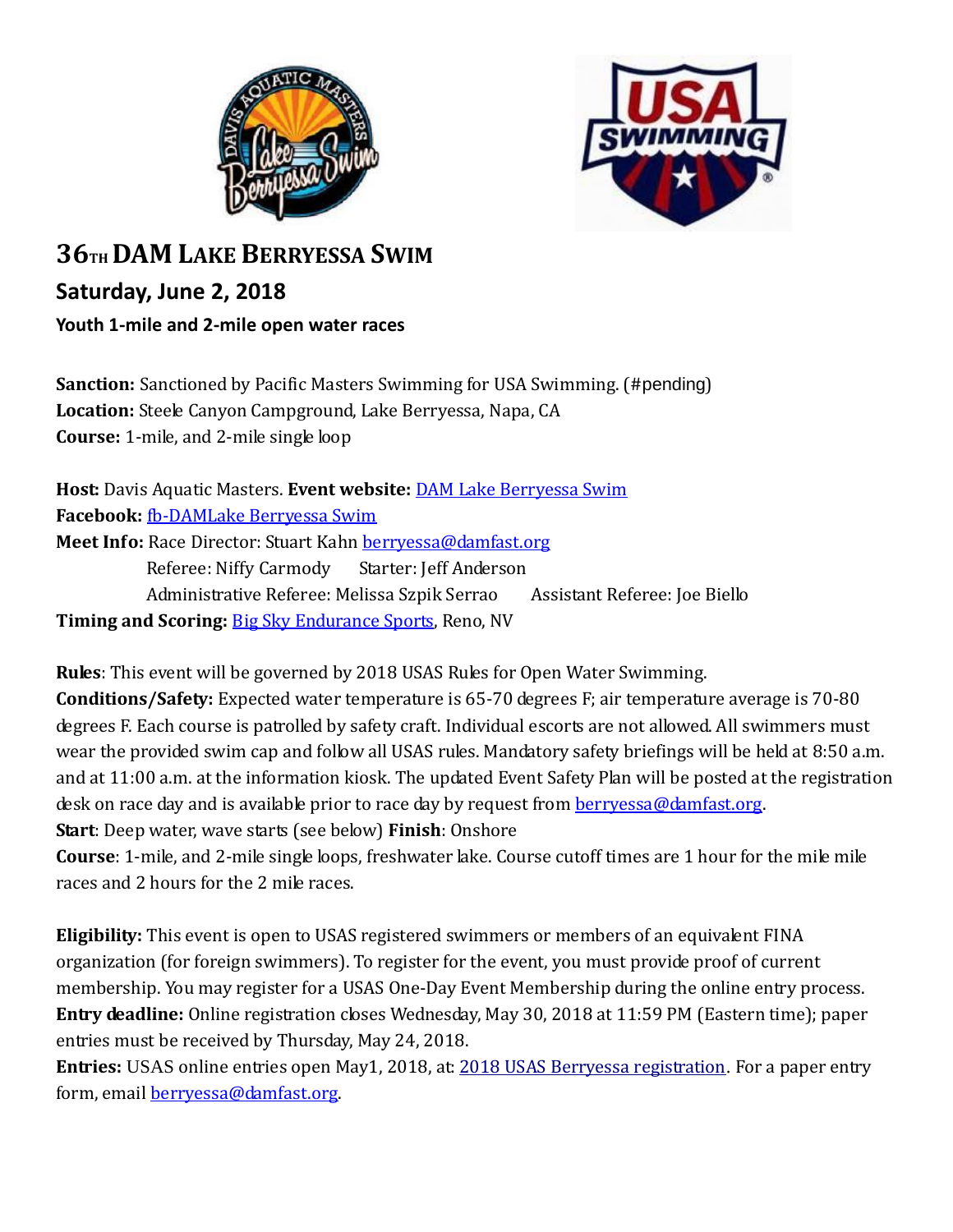# 36TH DAM LAKE BERRYESSA SWIM

## Saturday, June 2, 2018

### Youth 1-mile and 2-mile open water races

**Sanction:** Sanctioned by Pacific Masters Swimming for USA Swimming. (#pending)
**Location:** Steele Canyon Campground, Lake Berryessa, Napa, CA
**Course:** 1-mile, and 2-mile single loop

**Host:** Davis Aquatic Masters. **Event website:** DAM Lake Berryessa Swim
**Facebook:** fb-DAMLake Berryessa Swim
**Meet Info:** Race Director: Stuart Kahn berryessa@damfast.org
Referee: Niffy Carmody Starter: Jeff Anderson
Administrative Referee: Melissa Szpik Serrao Assistant Referee: Joe Biello
**Timing and Scoring:** Big Sky Endurance Sports, Reno, NV

**Rules**: This event will be governed by 2018 USAS Rules for Open Water Swimming.
**Conditions/Safety:** Expected water temperature is 65-70 degrees F; air temperature average is 70-80 degrees F. Each course is patrolled by safety craft. Individual escorts are not allowed. All swimmers must wear the provided swim cap and follow all USAS rules. Mandatory safety briefings will be held at 8:50 a.m. and at 11:00 a.m. at the information kiosk. The updated Event Safety Plan will be posted at the registration desk on race day and is available prior to race day by request from berryessa@damfast.org.
**Start**: Deep water, wave starts (see below) **Finish**: Onshore
**Course**: 1-mile, and 2-mile single loops, freshwater lake. Course cutoff times are 1 hour for the mile mile races and 2 hours for the 2 mile races.

**Eligibility:** This event is open to USAS registered swimmers or members of an equivalent FINA organization (for foreign swimmers). To register for the event, you must provide proof of current membership. You may register for a USAS One-Day Event Membership during the online entry process.
**Entry deadline:** Online registration closes Wednesday, May 30, 2018 at 11:59 PM (Eastern time); paper entries must be received by Thursday, May 24, 2018.
**Entries:** USAS online entries open May1, 2018, at: 2018 USAS Berryessa registration. For a paper entry form, email berryessa@damfast.org.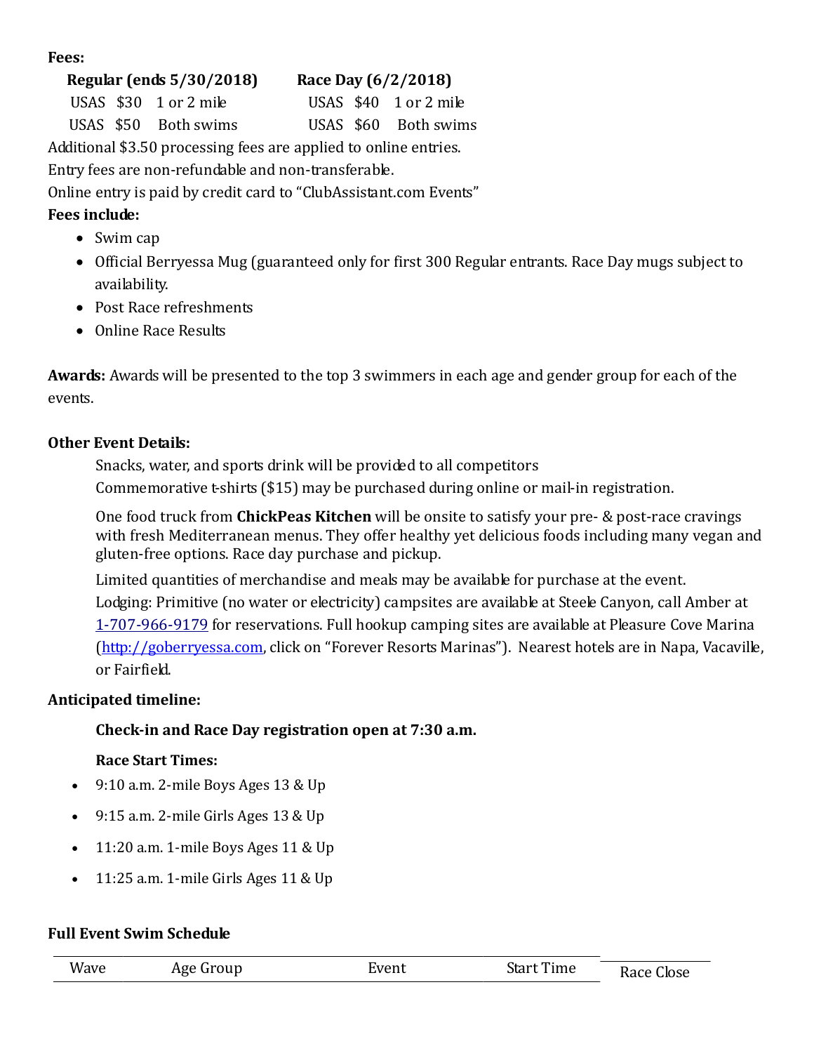**Fees:**

| Regular (ends 5/30/2018) | | | Race Day (6/2/2018) | | |
|---|---|---|---|---|---|
| USAS | $30 | 1 or 2 mile | USAS | $40 | 1 or 2 mile |
| USAS | $50 | Both swims | USAS | $60 | Both swims |

Additional $3.50 processing fees are applied to online entries.

Entry fees are non-refundable and non-transferable.

Online entry is paid by credit card to "ClubAssistant.com Events"

**Fees include:**

- Swim cap
- Official Berryessa Mug (guaranteed only for first 300 Regular entrants. Race Day mugs subject to availability.
- Post Race refreshments
- Online Race Results

**Awards:** Awards will be presented to the top 3 swimmers in each age and gender group for each of the events.

**Other Event Details:**

Snacks, water, and sports drink will be provided to all competitors

Commemorative t-shirts ($15) may be purchased during online or mail-in registration.

One food truck from **ChickPeas Kitchen** will be onsite to satisfy your pre- & post-race cravings with fresh Mediterranean menus. They offer healthy yet delicious foods including many vegan and gluten-free options. Race day purchase and pickup.

Limited quantities of merchandise and meals may be available for purchase at the event.

Lodging: Primitive (no water or electricity) campsites are available at Steele Canyon, call Amber at 1-707-966-9179 for reservations. Full hookup camping sites are available at Pleasure Cove Marina (http://goberryessa.com, click on "Forever Resorts Marinas"). Nearest hotels are in Napa, Vacaville, or Fairfield.

**Anticipated timeline:**

**Check-in and Race Day registration open at 7:30 a.m.**

**Race Start Times:**

- 9:10 a.m. 2-mile Boys Ages 13 & Up
- 9:15 a.m. 2-mile Girls Ages 13 & Up
- 11:20 a.m. 1-mile Boys Ages 11 & Up
- 11:25 a.m. 1-mile Girls Ages 11 & Up

**Full Event Swim Schedule**

| Wave | Age Group | Event | Start Time | Race Close |
|---|---|---|---|---|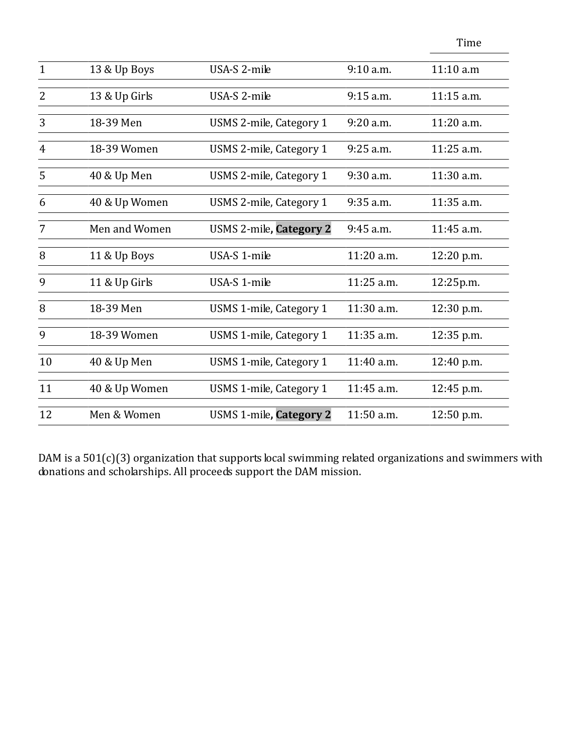| | | | | Time |
|---|---|---|---|---|
| 1 | 13 & Up Boys | USA-S 2-mile | 9:10 a.m. | 11:10 a.m |
| 2 | 13 & Up Girls | USA-S 2-mile | 9:15 a.m. | 11:15 a.m. |
| 3 | 18-39 Men | USMS 2-mile, Category 1 | 9:20 a.m. | 11:20 a.m. |
| 4 | 18-39 Women | USMS 2-mile, Category 1 | 9:25 a.m. | 11:25 a.m. |
| 5 | 40 & Up Men | USMS 2-mile, Category 1 | 9:30 a.m. | 11:30 a.m. |
| 6 | 40 & Up Women | USMS 2-mile, Category 1 | 9:35 a.m. | 11:35 a.m. |
| 7 | Men and Women | USMS 2-mile**, Category 2** | 9:45 a.m. | 11:45 a.m. |
| 8 | 11 & Up Boys | USA-S 1-mile | 11:20 a.m. | 12:20 p.m. |
| 9 | 11 & Up Girls | USA-S 1-mile | 11:25 a.m. | 12:25p.m. |
| 8 | 18-39 Men | USMS 1-mile, Category 1 | 11:30 a.m. | 12:30 p.m. |
| 9 | 18-39 Women | USMS 1-mile, Category 1 | 11:35 a.m. | 12:35 p.m. |
| 10 | 40 & Up Men | USMS 1-mile, Category 1 | 11:40 a.m. | 12:40 p.m. |
| 11 | 40 & Up Women | USMS 1-mile, Category 1 | 11:45 a.m. | 12:45 p.m. |
| 12 | Men & Women | USMS 1-mile**, Category 2** | 11:50 a.m. | 12:50 p.m. |

DAM is a 501(c)(3) organization that supports local swimming related organizations and swimmers with donations and scholarships. All proceeds support the DAM mission.